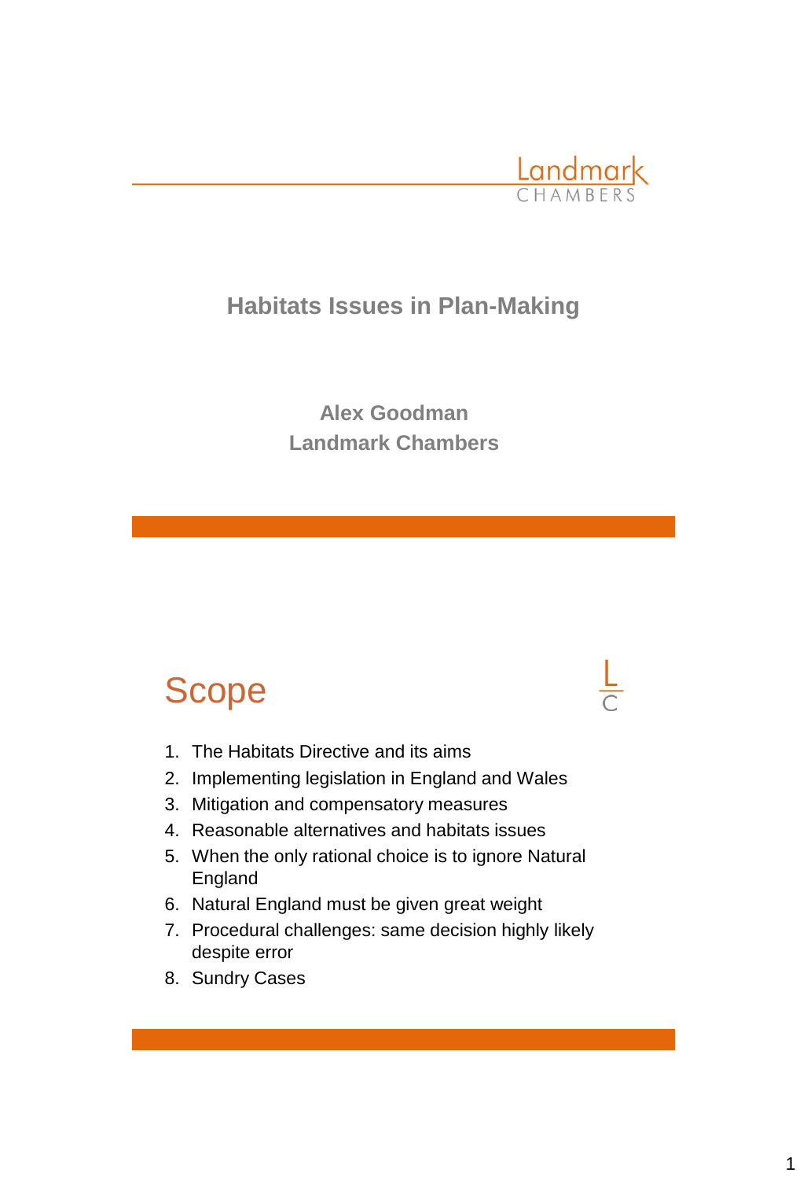Landmark CHAMBERS

# Habitats Issues in Plan-Making

**Alex Goodman**
**Landmark Chambers**

## Scope

1. The Habitats Directive and its aims
2. Implementing legislation in England and Wales
3. Mitigation and compensatory measures
4. Reasonable alternatives and habitats issues
5. When the only rational choice is to ignore Natural England
6. Natural England must be given great weight
7. Procedural challenges: same decision highly likely despite error
8. Sundry Cases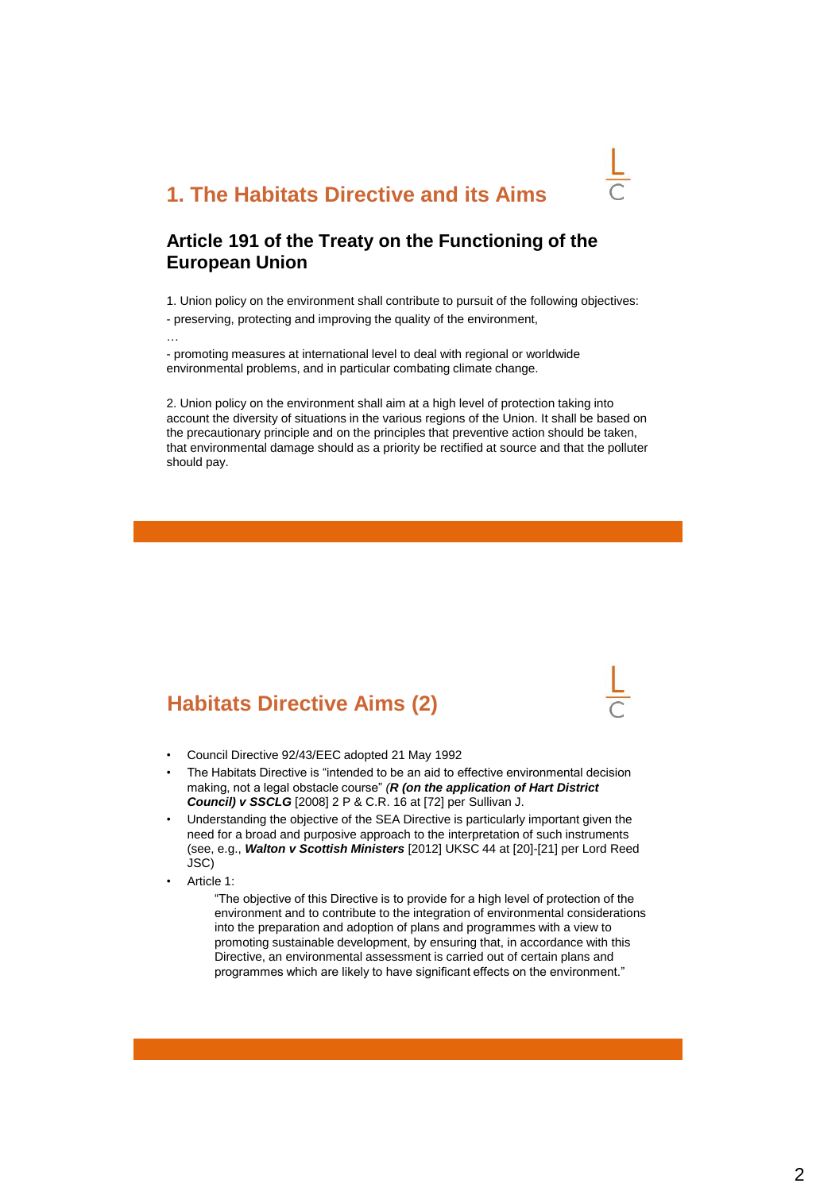## 1. The Habitats Directive and its Aims

### Article 191 of the Treaty on the Functioning of the European Union

1. Union policy on the environment shall contribute to pursuit of the following objectives:
- preserving, protecting and improving the quality of the environment,

…

- promoting measures at international level to deal with regional or worldwide environmental problems, and in particular combating climate change.

2. Union policy on the environment shall aim at a high level of protection taking into account the diversity of situations in the various regions of the Union. It shall be based on the precautionary principle and on the principles that preventive action should be taken, that environmental damage should as a priority be rectified at source and that the polluter should pay.

## Habitats Directive Aims (2)

- Council Directive 92/43/EEC adopted 21 May 1992
- The Habitats Directive is "intended to be an aid to effective environmental decision making, not a legal obstacle course" *(**R (on the application of Hart District Council) v SSCLG*** [2008] 2 P & C.R. 16 at [72] per Sullivan J.
- Understanding the objective of the SEA Directive is particularly important given the need for a broad and purposive approach to the interpretation of such instruments (see, e.g., ***Walton v Scottish Ministers*** [2012] UKSC 44 at [20]-[21] per Lord Reed JSC)
- Article 1:

  "The objective of this Directive is to provide for a high level of protection of the environment and to contribute to the integration of environmental considerations into the preparation and adoption of plans and programmes with a view to promoting sustainable development, by ensuring that, in accordance with this Directive, an environmental assessment is carried out of certain plans and programmes which are likely to have significant effects on the environment."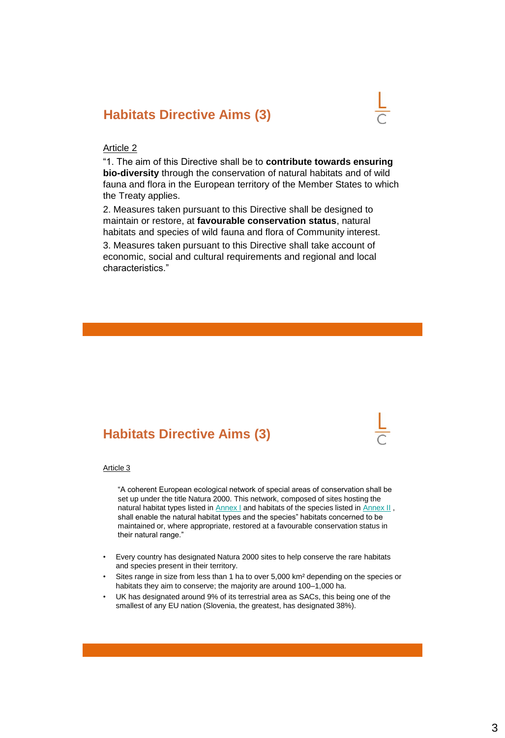## Habitats Directive Aims (3)

Article 2

"1. The aim of this Directive shall be to **contribute towards ensuring bio-diversity** through the conservation of natural habitats and of wild fauna and flora in the European territory of the Member States to which the Treaty applies.

2. Measures taken pursuant to this Directive shall be designed to maintain or restore, at **favourable conservation status**, natural habitats and species of wild fauna and flora of Community interest.

3. Measures taken pursuant to this Directive shall take account of economic, social and cultural requirements and regional and local characteristics."

## Habitats Directive Aims (3)

Article 3

> "A coherent European ecological network of special areas of conservation shall be set up under the title Natura 2000. This network, composed of sites hosting the natural habitat types listed in Annex I and habitats of the species listed in Annex II , shall enable the natural habitat types and the species" habitats concerned to be maintained or, where appropriate, restored at a favourable conservation status in their natural range."

- Every country has designated Natura 2000 sites to help conserve the rare habitats and species present in their territory.
- Sites range in size from less than 1 ha to over 5,000 km² depending on the species or habitats they aim to conserve; the majority are around 100–1,000 ha.
- UK has designated around 9% of its terrestrial area as SACs, this being one of the smallest of any EU nation (Slovenia, the greatest, has designated 38%).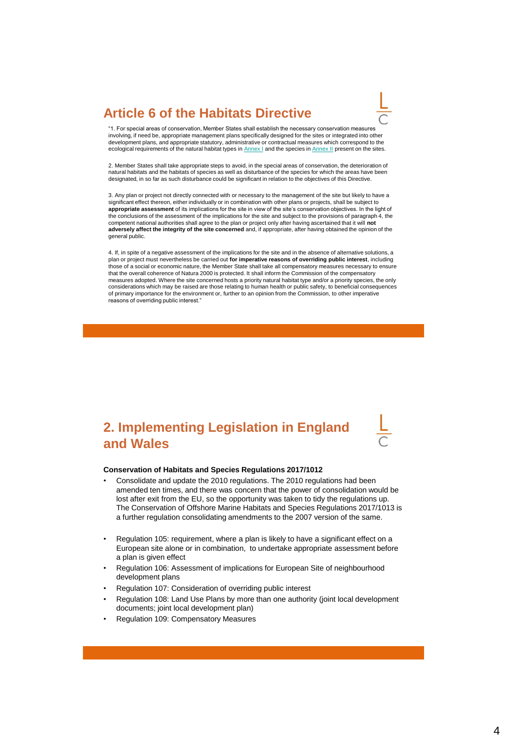## Article 6 of the Habitats Directive

"1. For special areas of conservation, Member States shall establish the necessary conservation measures involving, if need be, appropriate management plans specifically designed for the sites or integrated into other development plans, and appropriate statutory, administrative or contractual measures which correspond to the ecological requirements of the natural habitat types in Annex I and the species in Annex II present on the sites.

2. Member States shall take appropriate steps to avoid, in the special areas of conservation, the deterioration of natural habitats and the habitats of species as well as disturbance of the species for which the areas have been designated, in so far as such disturbance could be significant in relation to the objectives of this Directive.

3. Any plan or project not directly connected with or necessary to the management of the site but likely to have a significant effect thereon, either individually or in combination with other plans or projects, shall be subject to **appropriate assessment** of its implications for the site in view of the site's conservation objectives. In the light of the conclusions of the assessment of the implications for the site and subject to the provisions of paragraph 4, the competent national authorities shall agree to the plan or project only after having ascertained that it will **not adversely affect the integrity of the site concerned** and, if appropriate, after having obtained the opinion of the general public.

4. If, in spite of a negative assessment of the implications for the site and in the absence of alternative solutions, a plan or project must nevertheless be carried out **for imperative reasons of overriding public interest**, including those of a social or economic nature, the Member State shall take all compensatory measures necessary to ensure that the overall coherence of Natura 2000 is protected. It shall inform the Commission of the compensatory measures adopted. Where the site concerned hosts a priority natural habitat type and/or a priority species, the only considerations which may be raised are those relating to human health or public safety, to beneficial consequences of primary importance for the environment or, further to an opinion from the Commission, to other imperative reasons of overriding public interest."

## 2. Implementing Legislation in England and Wales

**Conservation of Habitats and Species Regulations 2017/1012**

- Consolidate and update the 2010 regulations. The 2010 regulations had been amended ten times, and there was concern that the power of consolidation would be lost after exit from the EU, so the opportunity was taken to tidy the regulations up. The Conservation of Offshore Marine Habitats and Species Regulations 2017/1013 is a further regulation consolidating amendments to the 2007 version of the same.

- Regulation 105: requirement, where a plan is likely to have a significant effect on a European site alone or in combination, to undertake appropriate assessment before a plan is given effect
- Regulation 106: Assessment of implications for European Site of neighbourhood development plans
- Regulation 107: Consideration of overriding public interest
- Regulation 108: Land Use Plans by more than one authority (joint local development documents; joint local development plan)
- Regulation 109: Compensatory Measures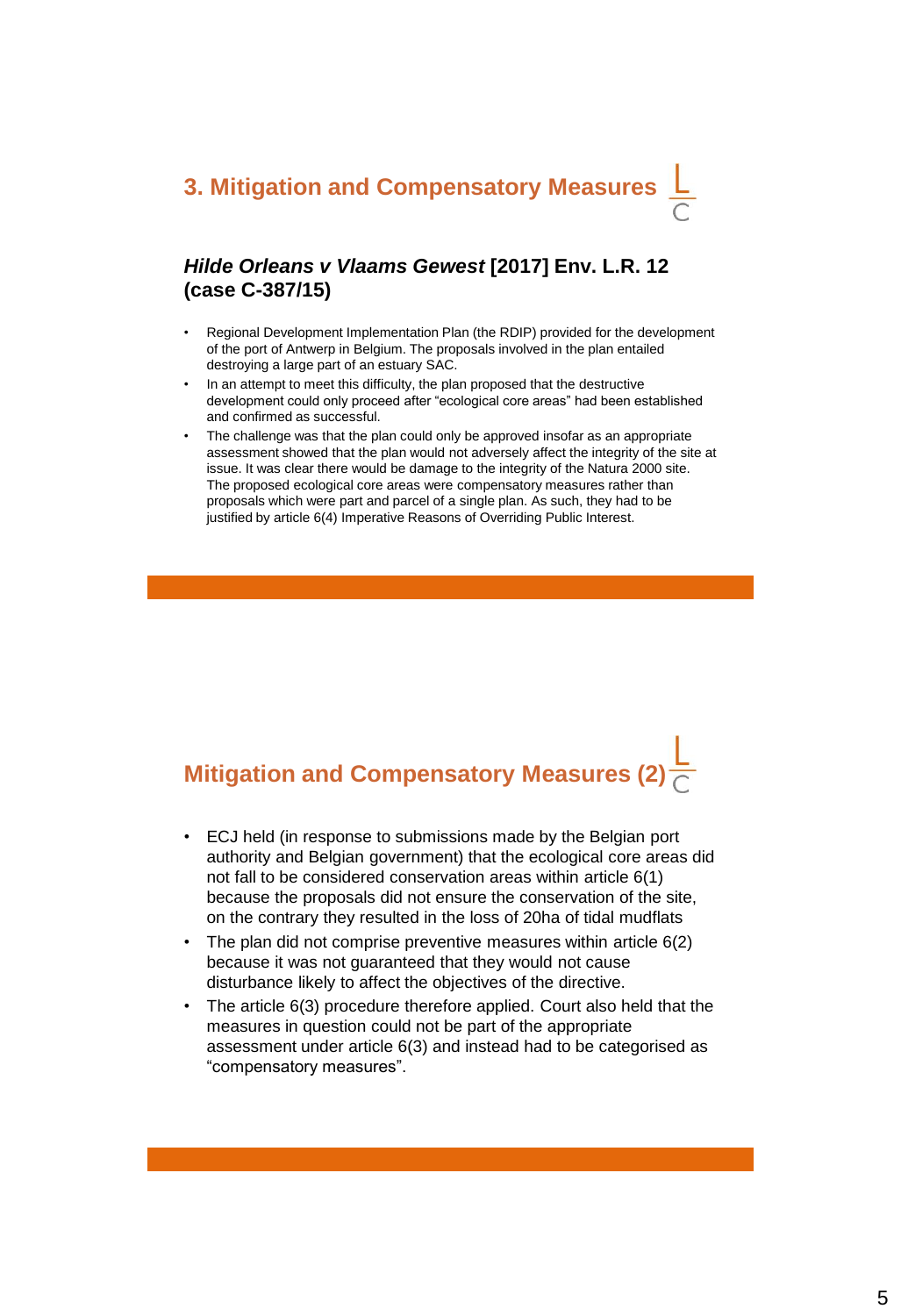## 3. Mitigation and Compensatory Measures

### *Hilde Orleans v Vlaams Gewest* [2017] Env. L.R. 12 (case C-387/15)

- Regional Development Implementation Plan (the RDIP) provided for the development of the port of Antwerp in Belgium. The proposals involved in the plan entailed destroying a large part of an estuary SAC.
- In an attempt to meet this difficulty, the plan proposed that the destructive development could only proceed after "ecological core areas" had been established and confirmed as successful.
- The challenge was that the plan could only be approved insofar as an appropriate assessment showed that the plan would not adversely affect the integrity of the site at issue. It was clear there would be damage to the integrity of the Natura 2000 site. The proposed ecological core areas were compensatory measures rather than proposals which were part and parcel of a single plan. As such, they had to be justified by article 6(4) Imperative Reasons of Overriding Public Interest.

## Mitigation and Compensatory Measures (2)

- ECJ held (in response to submissions made by the Belgian port authority and Belgian government) that the ecological core areas did not fall to be considered conservation areas within article 6(1) because the proposals did not ensure the conservation of the site, on the contrary they resulted in the loss of 20ha of tidal mudflats
- The plan did not comprise preventive measures within article 6(2) because it was not guaranteed that they would not cause disturbance likely to affect the objectives of the directive.
- The article 6(3) procedure therefore applied. Court also held that the measures in question could not be part of the appropriate assessment under article 6(3) and instead had to be categorised as "compensatory measures".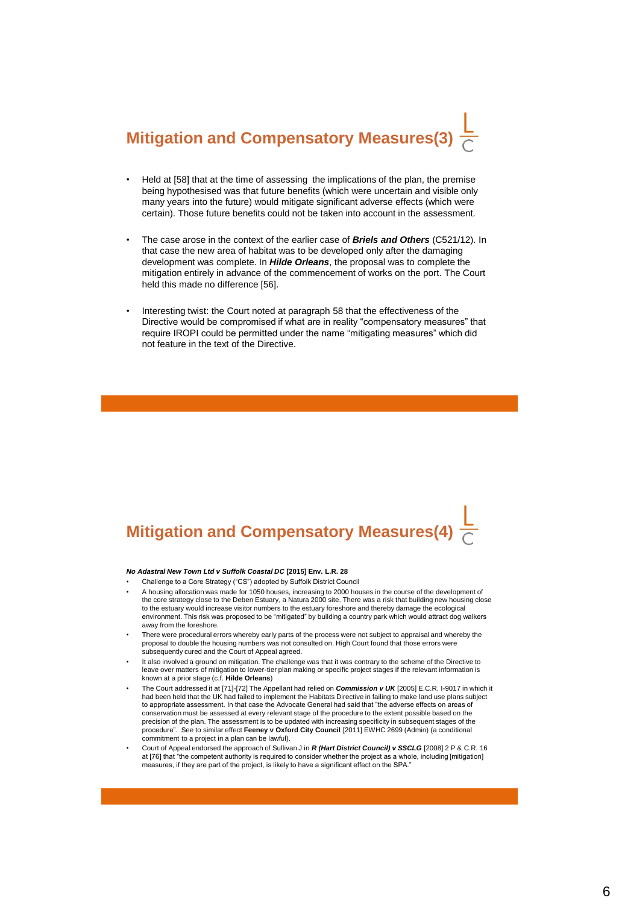## Mitigation and Compensatory Measures(3)

- Held at [58] that at the time of assessing the implications of the plan, the premise being hypothesised was that future benefits (which were uncertain and visible only many years into the future) would mitigate significant adverse effects (which were certain). Those future benefits could not be taken into account in the assessment.
- The case arose in the context of the earlier case of ***Briels and Others*** (C521/12). In that case the new area of habitat was to be developed only after the damaging development was complete. In ***Hilde Orleans***, the proposal was to complete the mitigation entirely in advance of the commencement of works on the port. The Court held this made no difference [56].
- Interesting twist: the Court noted at paragraph 58 that the effectiveness of the Directive would be compromised if what are in reality "compensatory measures" that require IROPI could be permitted under the name "mitigating measures" which did not feature in the text of the Directive.

## Mitigation and Compensatory Measures(4)

***No Adastral New Town Ltd v Suffolk Coastal DC* [2015] Env. L.R. 28**

- Challenge to a Core Strategy ("CS") adopted by Suffolk District Council
- A housing allocation was made for 1050 houses, increasing to 2000 houses in the course of the development of the core strategy close to the Deben Estuary, a Natura 2000 site. There was a risk that building new housing close to the estuary would increase visitor numbers to the estuary foreshore and thereby damage the ecological environment. This risk was proposed to be "mitigated" by building a country park which would attract dog walkers away from the foreshore.
- There were procedural errors whereby early parts of the process were not subject to appraisal and whereby the proposal to double the housing numbers was not consulted on. High Court found that those errors were subsequently cured and the Court of Appeal agreed.
- It also involved a ground on mitigation. The challenge was that it was contrary to the scheme of the Directive to leave over matters of mitigation to lower-tier plan making or specific project stages if the relevant information is known at a prior stage (c.f. **Hilde Orleans**)
- The Court addressed it at [71]-[72] The Appellant had relied on ***Commission v UK*** [2005] E.C.R. I-9017 in which it had been held that the UK had failed to implement the Habitats Directive in failing to make land use plans subject to appropriate assessment. In that case the Advocate General had said that "the adverse effects on areas of conservation must be assessed at every relevant stage of the procedure to the extent possible based on the precision of the plan. The assessment is to be updated with increasing specificity in subsequent stages of the procedure". See to similar effect **Feeney v Oxford City Council** [2011] EWHC 2699 (Admin) (a conditional commitment to a project in a plan can be lawful).
- Court of Appeal endorsed the approach of Sullivan J in ***R (Hart District Council) v SSCLG*** [2008] 2 P & C.R. 16 at [76] that "the competent authority is required to consider whether the project as a whole, including [mitigation] measures, if they are part of the project, is likely to have a significant effect on the SPA."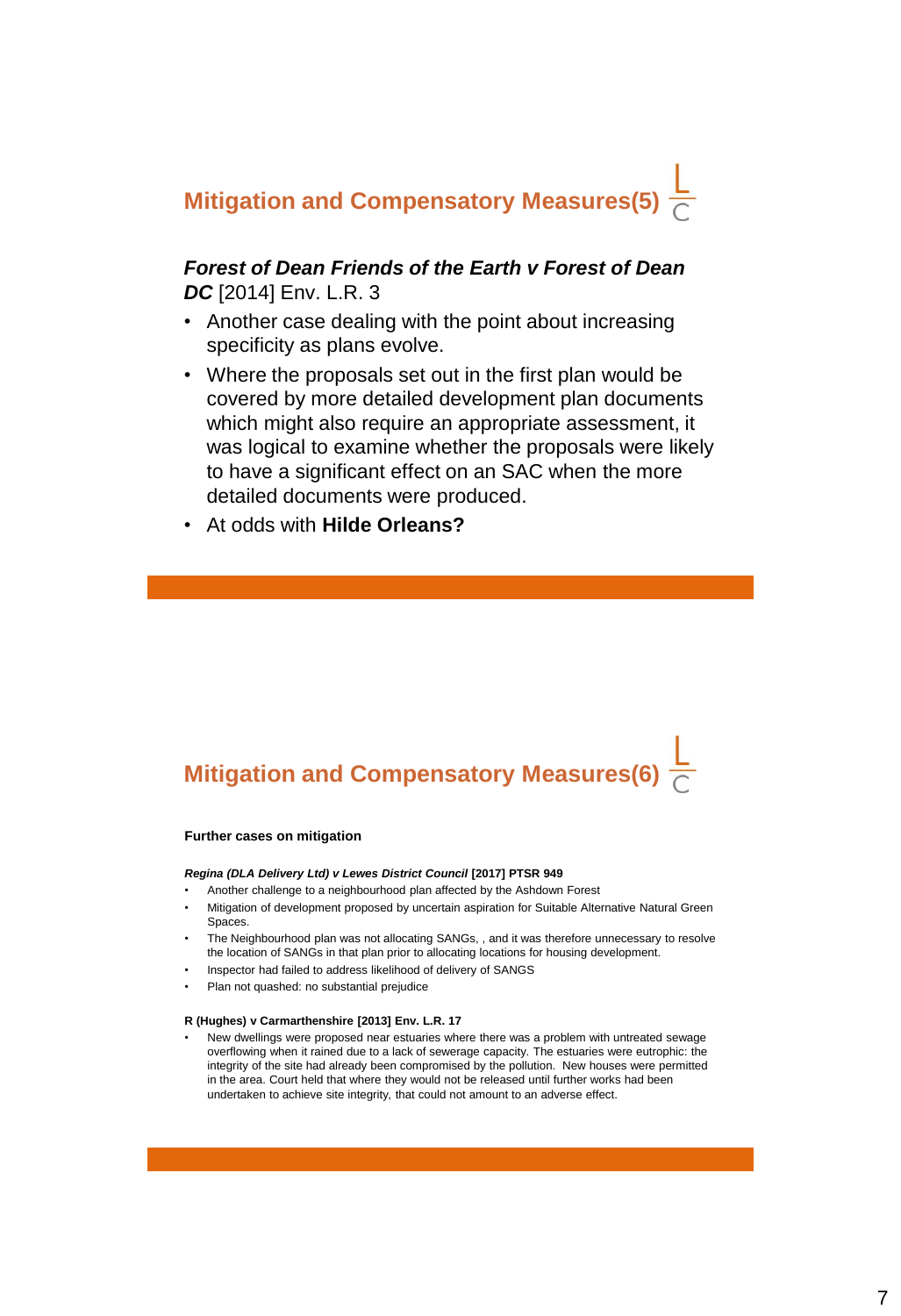## Mitigation and Compensatory Measures(5)

***Forest of Dean Friends of the Earth v Forest of Dean DC*** [2014] Env. L.R. 3

- Another case dealing with the point about increasing specificity as plans evolve.
- Where the proposals set out in the first plan would be covered by more detailed development plan documents which might also require an appropriate assessment, it was logical to examine whether the proposals were likely to have a significant effect on an SAC when the more detailed documents were produced.
- At odds with **Hilde Orleans?**

## Mitigation and Compensatory Measures(6)

**Further cases on mitigation**

***Regina (DLA Delivery Ltd) v Lewes District Council*** **[2017] PTSR 949**

- Another challenge to a neighbourhood plan affected by the Ashdown Forest
- Mitigation of development proposed by uncertain aspiration for Suitable Alternative Natural Green Spaces.
- The Neighbourhood plan was not allocating SANGs, , and it was therefore unnecessary to resolve the location of SANGs in that plan prior to allocating locations for housing development.
- Inspector had failed to address likelihood of delivery of SANGS
- Plan not quashed: no substantial prejudice

**R (Hughes) v Carmarthenshire [2013] Env. L.R. 17**

- New dwellings were proposed near estuaries where there was a problem with untreated sewage overflowing when it rained due to a lack of sewerage capacity. The estuaries were eutrophic: the integrity of the site had already been compromised by the pollution. New houses were permitted in the area. Court held that where they would not be released until further works had been undertaken to achieve site integrity, that could not amount to an adverse effect.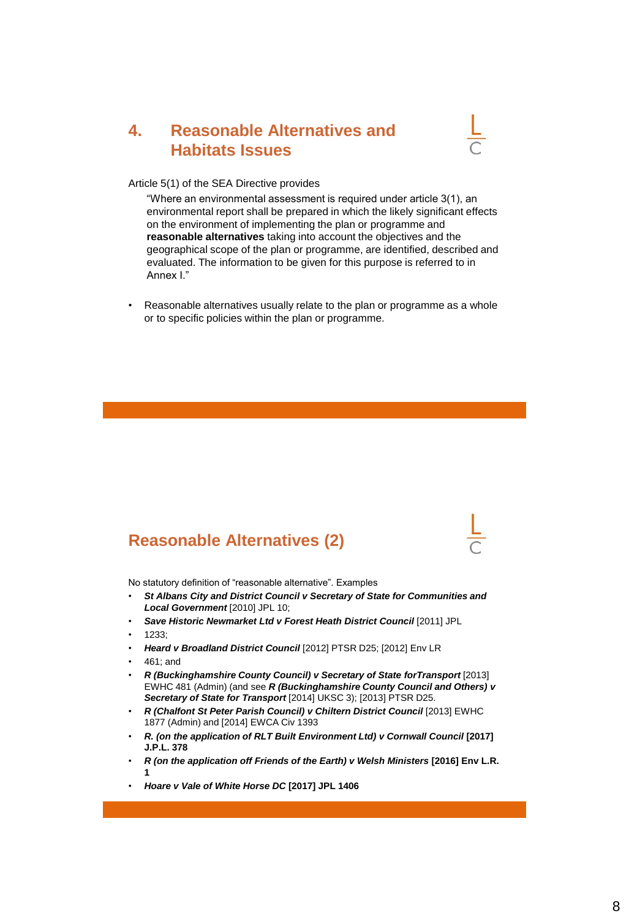## 4. Reasonable Alternatives and Habitats Issues

Article 5(1) of the SEA Directive provides

> "Where an environmental assessment is required under article 3(1), an environmental report shall be prepared in which the likely significant effects on the environment of implementing the plan or programme and **reasonable alternatives** taking into account the objectives and the geographical scope of the plan or programme, are identified, described and evaluated. The information to be given for this purpose is referred to in Annex I."

- Reasonable alternatives usually relate to the plan or programme as a whole or to specific policies within the plan or programme.

## Reasonable Alternatives (2)

No statutory definition of "reasonable alternative". Examples

- ***St Albans City and District Council v Secretary of State for Communities and Local Government*** [2010] JPL 10;
- ***Save Historic Newmarket Ltd v Forest Heath District Council*** [2011] JPL
- 1233;
- ***Heard v Broadland District Council*** [2012] PTSR D25; [2012] Env LR
- 461; and
- ***R (Buckinghamshire County Council) v Secretary of State forTransport*** [2013] EWHC 481 (Admin) (and see ***R (Buckinghamshire County Council and Others) v Secretary of State for Transport*** [2014] UKSC 3); [2013] PTSR D25.
- ***R (Chalfont St Peter Parish Council) v Chiltern District Council*** [2013] EWHC 1877 (Admin) and [2014] EWCA Civ 1393
- ***R. (on the application of RLT Built Environment Ltd) v Cornwall Council*** **[2017] J.P.L. 378**
- ***R (on the application off Friends of the Earth) v Welsh Ministers*** **[2016] Env L.R. 1**
- ***Hoare v Vale of White Horse DC*** **[2017] JPL 1406**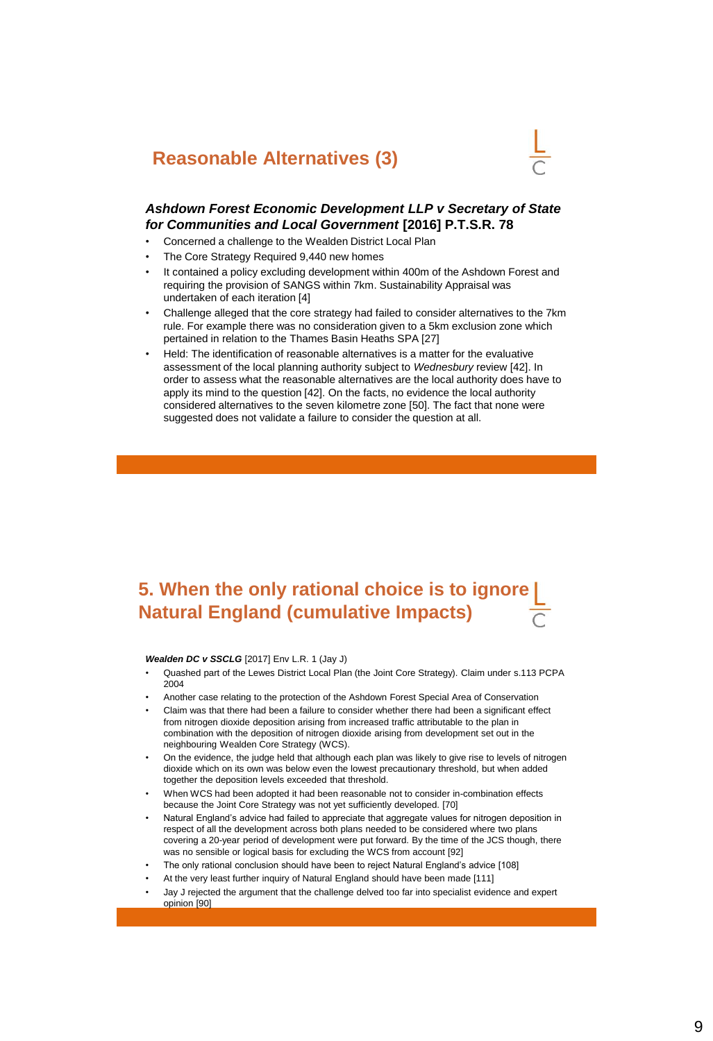## Reasonable Alternatives (3)

***Ashdown Forest Economic Development LLP v Secretary of State for Communities and Local Government* [2016] P.T.S.R. 78**

- Concerned a challenge to the Wealden District Local Plan
- The Core Strategy Required 9,440 new homes
- It contained a policy excluding development within 400m of the Ashdown Forest and requiring the provision of SANGS within 7km. Sustainability Appraisal was undertaken of each iteration [4]
- Challenge alleged that the core strategy had failed to consider alternatives to the 7km rule. For example there was no consideration given to a 5km exclusion zone which pertained in relation to the Thames Basin Heaths SPA [27]
- Held: The identification of reasonable alternatives is a matter for the evaluative assessment of the local planning authority subject to *Wednesbury* review [42]. In order to assess what the reasonable alternatives are the local authority does have to apply its mind to the question [42]. On the facts, no evidence the local authority considered alternatives to the seven kilometre zone [50]. The fact that none were suggested does not validate a failure to consider the question at all.

## 5. When the only rational choice is to ignore Natural England (cumulative Impacts)

***Wealden DC v SSCLG*** [2017] Env L.R. 1 (Jay J)

- Quashed part of the Lewes District Local Plan (the Joint Core Strategy). Claim under s.113 PCPA 2004
- Another case relating to the protection of the Ashdown Forest Special Area of Conservation
- Claim was that there had been a failure to consider whether there had been a significant effect from nitrogen dioxide deposition arising from increased traffic attributable to the plan in combination with the deposition of nitrogen dioxide arising from development set out in the neighbouring Wealden Core Strategy (WCS).
- On the evidence, the judge held that although each plan was likely to give rise to levels of nitrogen dioxide which on its own was below even the lowest precautionary threshold, but when added together the deposition levels exceeded that threshold.
- When WCS had been adopted it had been reasonable not to consider in-combination effects because the Joint Core Strategy was not yet sufficiently developed. [70]
- Natural England's advice had failed to appreciate that aggregate values for nitrogen deposition in respect of all the development across both plans needed to be considered where two plans covering a 20-year period of development were put forward. By the time of the JCS though, there was no sensible or logical basis for excluding the WCS from account [92]
- The only rational conclusion should have been to reject Natural England's advice [108]
- At the very least further inquiry of Natural England should have been made [111]
- Jay J rejected the argument that the challenge delved too far into specialist evidence and expert opinion [90]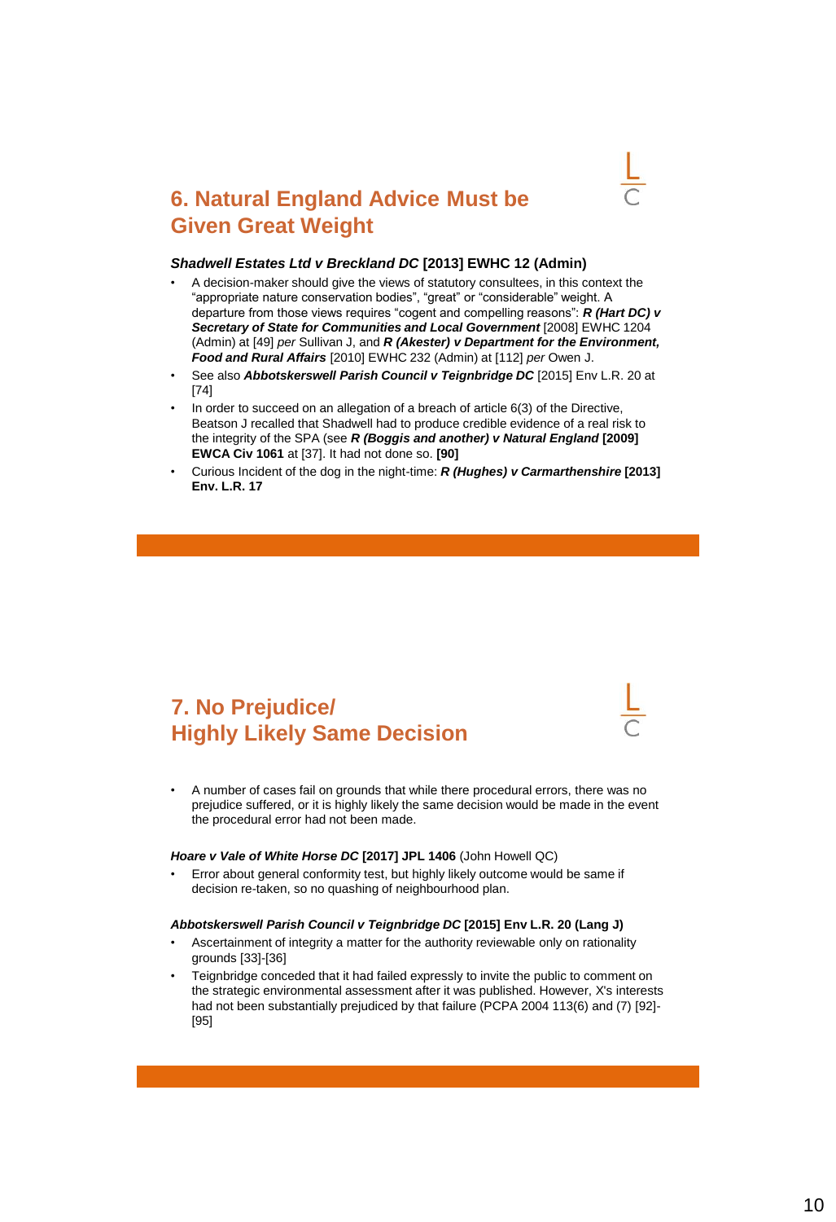## 6. Natural England Advice Must be Given Great Weight

***Shadwell Estates Ltd v Breckland DC* [2013] EWHC 12 (Admin)**

- A decision-maker should give the views of statutory consultees, in this context the "appropriate nature conservation bodies", "great" or "considerable" weight. A departure from those views requires "cogent and compelling reasons": ***R (Hart DC) v Secretary of State for Communities and Local Government*** [2008] EWHC 1204 (Admin) at [49] *per* Sullivan J, and ***R (Akester) v Department for the Environment, Food and Rural Affairs*** [2010] EWHC 232 (Admin) at [112] *per* Owen J.
- See also ***Abbotskerswell Parish Council v Teignbridge DC*** [2015] Env L.R. 20 at [74]
- In order to succeed on an allegation of a breach of article 6(3) of the Directive, Beatson J recalled that Shadwell had to produce credible evidence of a real risk to the integrity of the SPA (see ***R (Boggis and another) v Natural England* [2009] EWCA Civ 1061** at [37]. It had not done so. **[90]**
- Curious Incident of the dog in the night-time: ***R (Hughes) v Carmarthenshire* [2013] Env. L.R. 17**

## 7. No Prejudice/ Highly Likely Same Decision

- A number of cases fail on grounds that while there procedural errors, there was no prejudice suffered, or it is highly likely the same decision would be made in the event the procedural error had not been made.

***Hoare v Vale of White Horse DC* [2017] JPL 1406** (John Howell QC)

- Error about general conformity test, but highly likely outcome would be same if decision re-taken, so no quashing of neighbourhood plan.

***Abbotskerswell Parish Council v Teignbridge DC* [2015] Env L.R. 20 (Lang J)**

- Ascertainment of integrity a matter for the authority reviewable only on rationality grounds [33]-[36]
- Teignbridge conceded that it had failed expressly to invite the public to comment on the strategic environmental assessment after it was published. However, X's interests had not been substantially prejudiced by that failure (PCPA 2004 113(6) and (7) [92]-[95]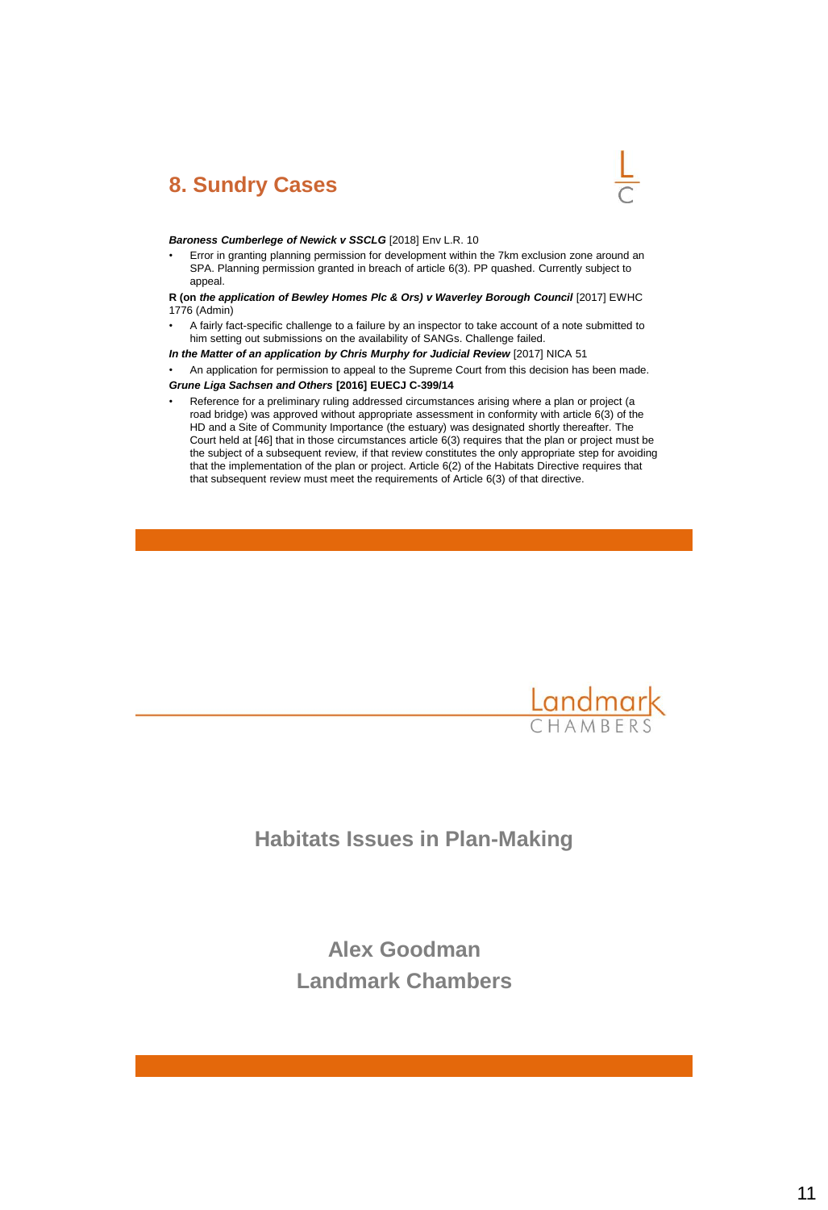## 8. Sundry Cases

***Baroness Cumberlege of Newick v SSCLG*** [2018] Env L.R. 10

- Error in granting planning permission for development within the 7km exclusion zone around an SPA. Planning permission granted in breach of article 6(3). PP quashed. Currently subject to appeal.

**R (on *the application of Bewley Homes Plc & Ors) v Waverley Borough Council*** [2017] EWHC 1776 (Admin)

- A fairly fact-specific challenge to a failure by an inspector to take account of a note submitted to him setting out submissions on the availability of SANGs. Challenge failed.

***In the Matter of an application by Chris Murphy for Judicial Review*** [2017] NICA 51

- An application for permission to appeal to the Supreme Court from this decision has been made.

***Grune Liga Sachsen and Others*** **[2016] EUECJ C-399/14**

- Reference for a preliminary ruling addressed circumstances arising where a plan or project (a road bridge) was approved without appropriate assessment in conformity with article 6(3) of the HD and a Site of Community Importance (the estuary) was designated shortly thereafter. The Court held at [46] that in those circumstances article 6(3) requires that the plan or project must be the subject of a subsequent review, if that review constitutes the only appropriate step for avoiding that the implementation of the plan or project. Article 6(2) of the Habitats Directive requires that that subsequent review must meet the requirements of Article 6(3) of that directive.

Landmark CHAMBERS

## Habitats Issues in Plan-Making

**Alex Goodman**
**Landmark Chambers**